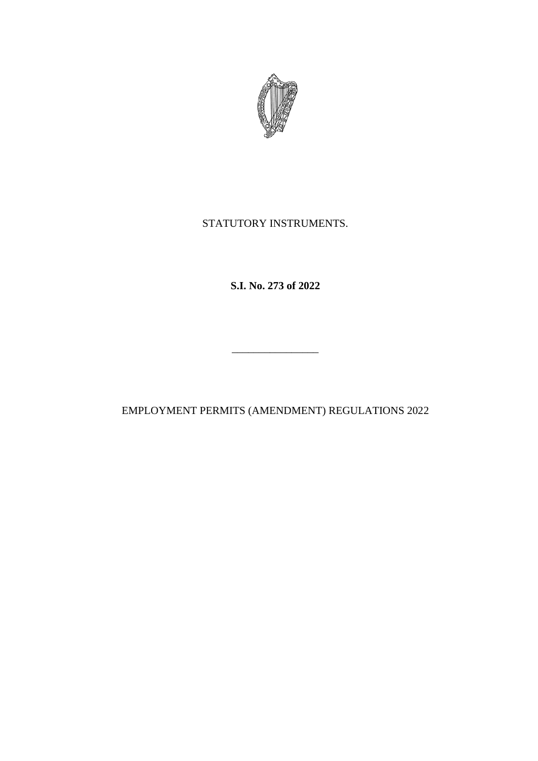STATUTORY INSTRUMENTS.

**S.I. No. 273 of 2022**

________________

EMPLOYMENT PERMITS (AMENDMENT) REGULATIONS 2022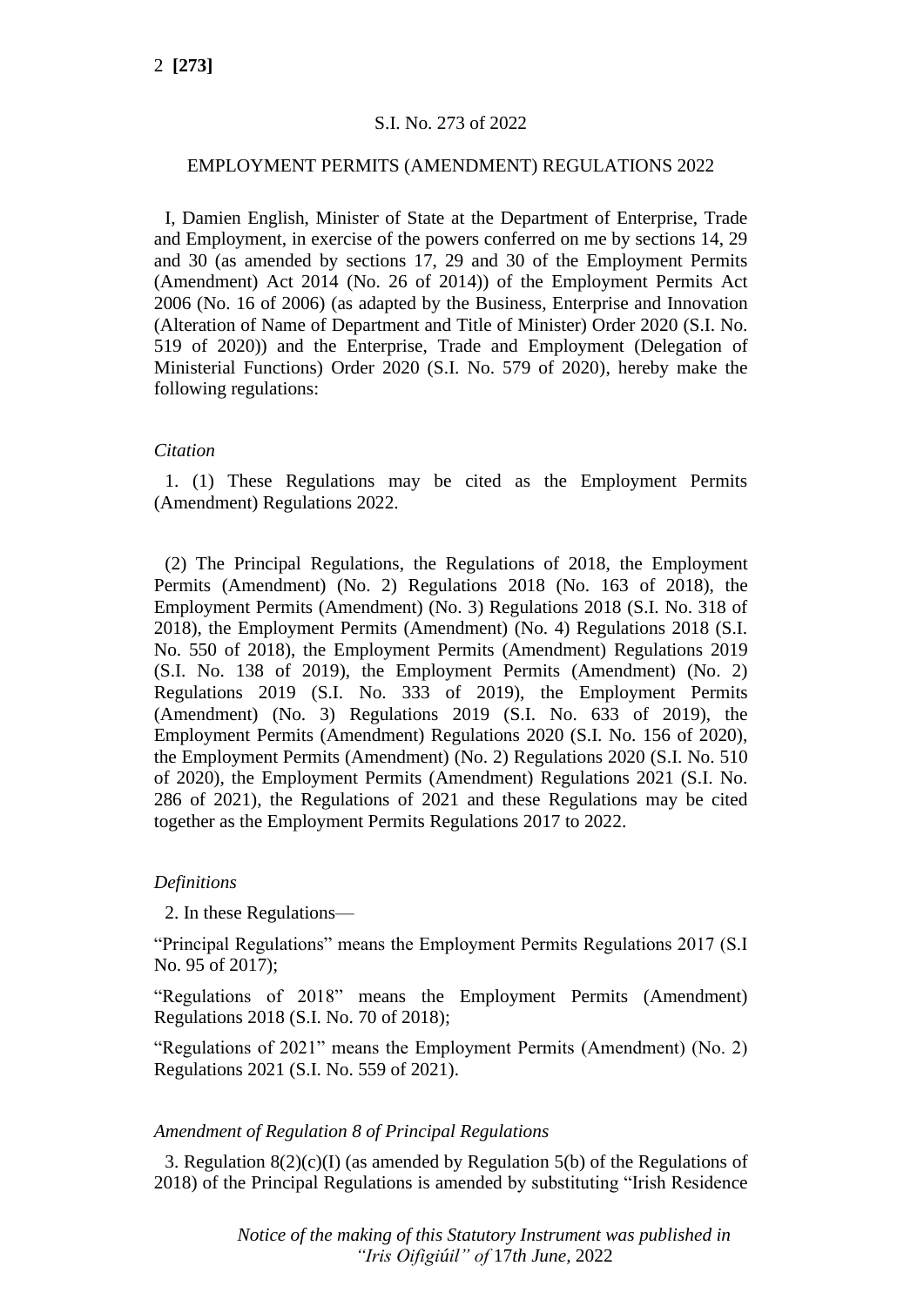S.I. No. 273 of 2022

EMPLOYMENT PERMITS (AMENDMENT) REGULATIONS 2022

I, Damien English, Minister of State at the Department of Enterprise, Trade and Employment, in exercise of the powers conferred on me by sections 14, 29 and 30 (as amended by sections 17, 29 and 30 of the Employment Permits (Amendment) Act 2014 (No. 26 of 2014)) of the Employment Permits Act 2006 (No. 16 of 2006) (as adapted by the Business, Enterprise and Innovation (Alteration of Name of Department and Title of Minister) Order 2020 (S.I. No. 519 of 2020)) and the Enterprise, Trade and Employment (Delegation of Ministerial Functions) Order 2020 (S.I. No. 579 of 2020), hereby make the following regulations:

*Citation*

1. (1) These Regulations may be cited as the Employment Permits (Amendment) Regulations 2022.

(2) The Principal Regulations, the Regulations of 2018, the Employment Permits (Amendment) (No. 2) Regulations 2018 (No. 163 of 2018), the Employment Permits (Amendment) (No. 3) Regulations 2018 (S.I. No. 318 of 2018), the Employment Permits (Amendment) (No. 4) Regulations 2018 (S.I. No. 550 of 2018), the Employment Permits (Amendment) Regulations 2019 (S.I. No. 138 of 2019), the Employment Permits (Amendment) (No. 2) Regulations 2019 (S.I. No. 333 of 2019), the Employment Permits (Amendment) (No. 3) Regulations 2019 (S.I. No. 633 of 2019), the Employment Permits (Amendment) Regulations 2020 (S.I. No. 156 of 2020), the Employment Permits (Amendment) (No. 2) Regulations 2020 (S.I. No. 510 of 2020), the Employment Permits (Amendment) Regulations 2021 (S.I. No. 286 of 2021), the Regulations of 2021 and these Regulations may be cited together as the Employment Permits Regulations 2017 to 2022.

*Definitions*

2. In these Regulations—

"Principal Regulations" means the Employment Permits Regulations 2017 (S.I No. 95 of 2017);

"Regulations of 2018" means the Employment Permits (Amendment) Regulations 2018 (S.I. No. 70 of 2018);

"Regulations of 2021" means the Employment Permits (Amendment) (No. 2) Regulations 2021 (S.I. No. 559 of 2021).

*Amendment of Regulation 8 of Principal Regulations*

3. Regulation 8(2)(c)(I) (as amended by Regulation 5(b) of the Regulations of 2018) of the Principal Regulations is amended by substituting "Irish Residence

*Notice of the making of this Statutory Instrument was published in "Iris Oifigiúil" of* 17*th June,* 2022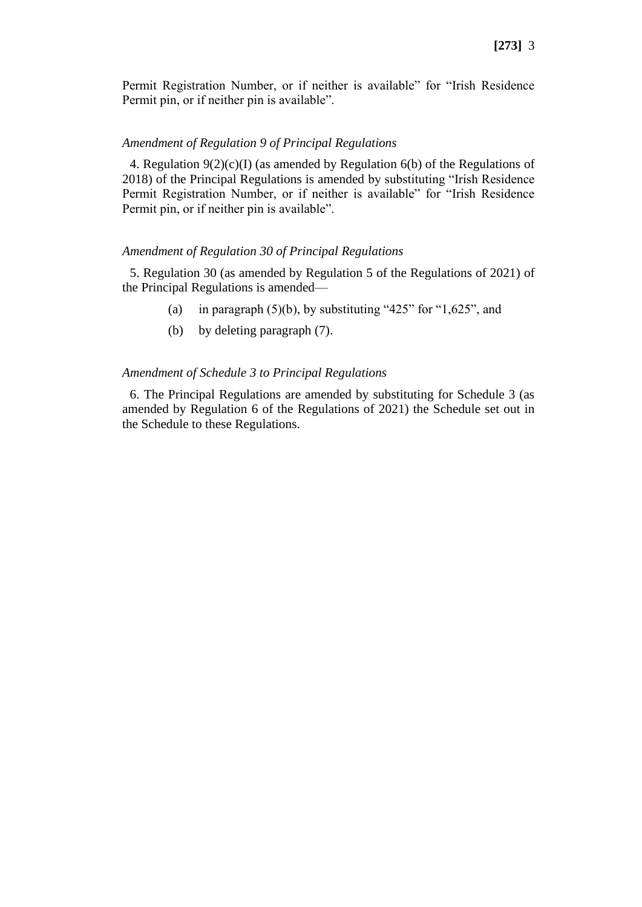Permit Registration Number, or if neither is available" for "Irish Residence Permit pin, or if neither pin is available".

*Amendment of Regulation 9 of Principal Regulations*

4. Regulation 9(2)(c)(I) (as amended by Regulation 6(b) of the Regulations of 2018) of the Principal Regulations is amended by substituting "Irish Residence Permit Registration Number, or if neither is available" for "Irish Residence Permit pin, or if neither pin is available".

*Amendment of Regulation 30 of Principal Regulations*

5. Regulation 30 (as amended by Regulation 5 of the Regulations of 2021) of the Principal Regulations is amended—

(a) in paragraph (5)(b), by substituting "425" for "1,625", and

(b) by deleting paragraph (7).

*Amendment of Schedule 3 to Principal Regulations*

6. The Principal Regulations are amended by substituting for Schedule 3 (as amended by Regulation 6 of the Regulations of 2021) the Schedule set out in the Schedule to these Regulations.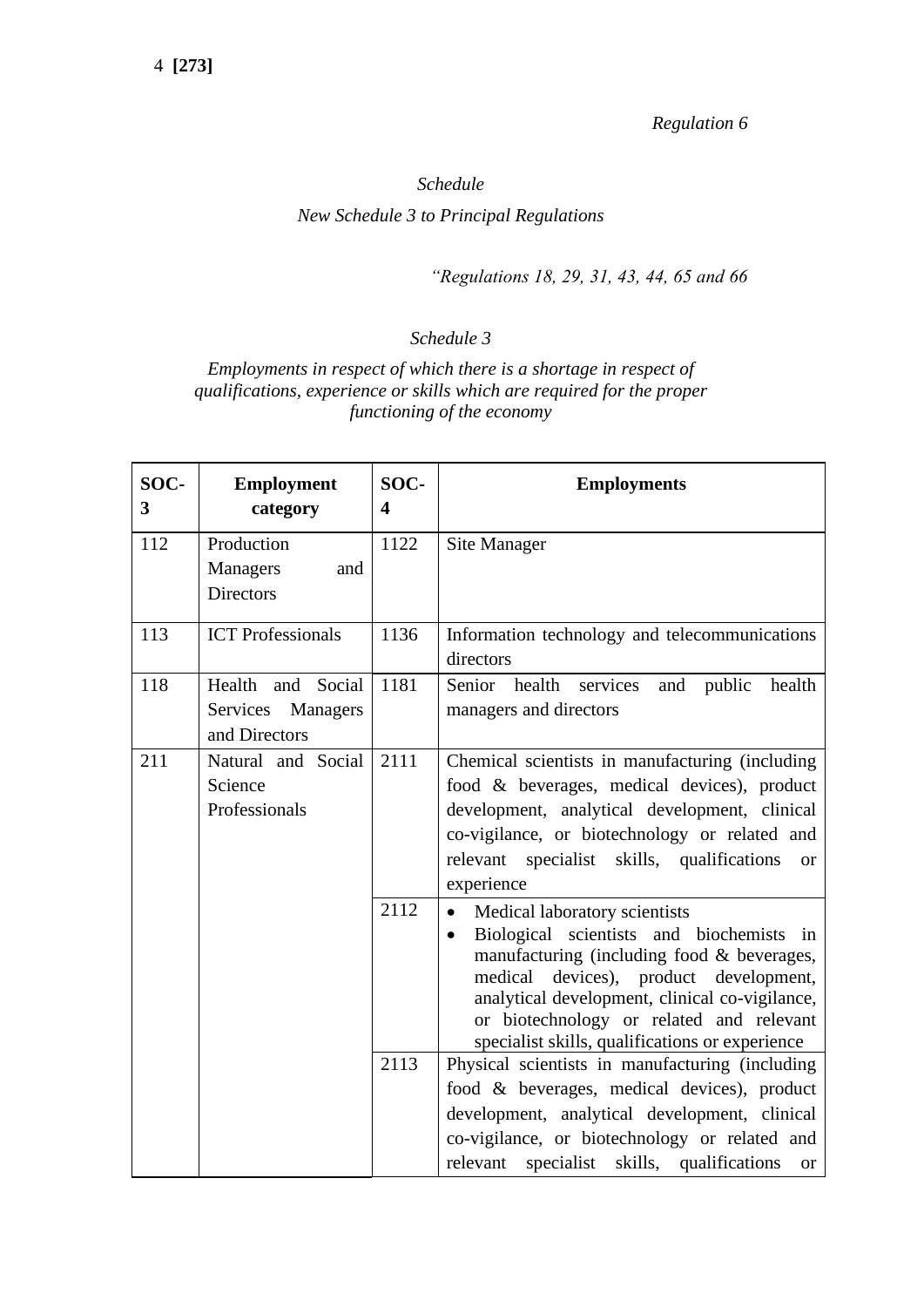*Regulation 6*

*Schedule*

*New Schedule 3 to Principal Regulations*

*"Regulations 18, 29, 31, 43, 44, 65 and 66*

*Schedule 3*

*Employments in respect of which there is a shortage in respect of qualifications, experience or skills which are required for the proper functioning of the economy*

| SOC-3 | Employment category | SOC-4 | Employments |
|---|---|---|---|
| 112 | Production Managers and Directors | 1122 | Site Manager |
| 113 | ICT Professionals | 1136 | Information technology and telecommunications directors |
| 118 | Health and Social Services Managers and Directors | 1181 | Senior health services and public health managers and directors |
| 211 | Natural and Social Science Professionals | 2111 | Chemical scientists in manufacturing (including food & beverages, medical devices), product development, analytical development, clinical co-vigilance, or biotechnology or related and relevant specialist skills, qualifications or experience |
| | | 2112 | • Medical laboratory scientists<br>• Biological scientists and biochemists in manufacturing (including food & beverages, medical devices), product development, analytical development, clinical co-vigilance, or biotechnology or related and relevant specialist skills, qualifications or experience |
| | | 2113 | Physical scientists in manufacturing (including food & beverages, medical devices), product development, analytical development, clinical co-vigilance, or biotechnology or related and relevant specialist skills, qualifications or |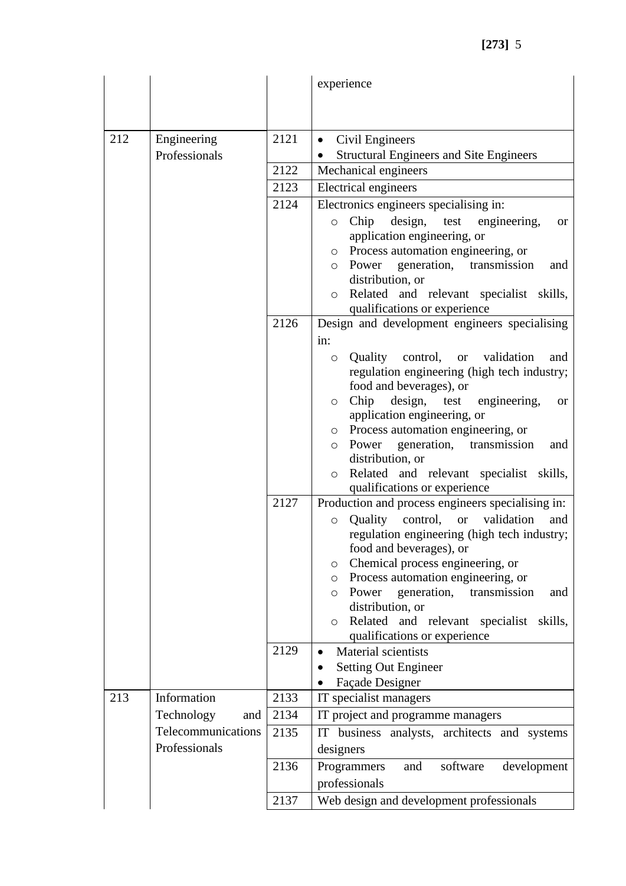| | | | experience |
|---|---|---|---|
| 212 | Engineering Professionals | 2121 | • Civil Engineers<br>• Structural Engineers and Site Engineers |
| | | 2122 | Mechanical engineers |
| | | 2123 | Electrical engineers |
| | | 2124 | Electronics engineers specialising in:<br>○ Chip design, test engineering, or application engineering, or<br>○ Process automation engineering, or<br>○ Power generation, transmission and distribution, or<br>○ Related and relevant specialist skills, qualifications or experience |
| | | 2126 | Design and development engineers specialising in:<br>○ Quality control, or validation and regulation engineering (high tech industry; food and beverages), or<br>○ Chip design, test engineering, or application engineering, or<br>○ Process automation engineering, or<br>○ Power generation, transmission and distribution, or<br>○ Related and relevant specialist skills, qualifications or experience |
| | | 2127 | Production and process engineers specialising in:<br>○ Quality control, or validation and regulation engineering (high tech industry; food and beverages), or<br>○ Chemical process engineering, or<br>○ Process automation engineering, or<br>○ Power generation, transmission and distribution, or<br>○ Related and relevant specialist skills, qualifications or experience |
| | | 2129 | • Material scientists<br>• Setting Out Engineer<br>• Façade Designer |
| 213 | Information Technology and Telecommunications Professionals | 2133 | IT specialist managers |
| | | 2134 | IT project and programme managers |
| | | 2135 | IT business analysts, architects and systems designers |
| | | 2136 | Programmers and software development professionals |
| | | 2137 | Web design and development professionals |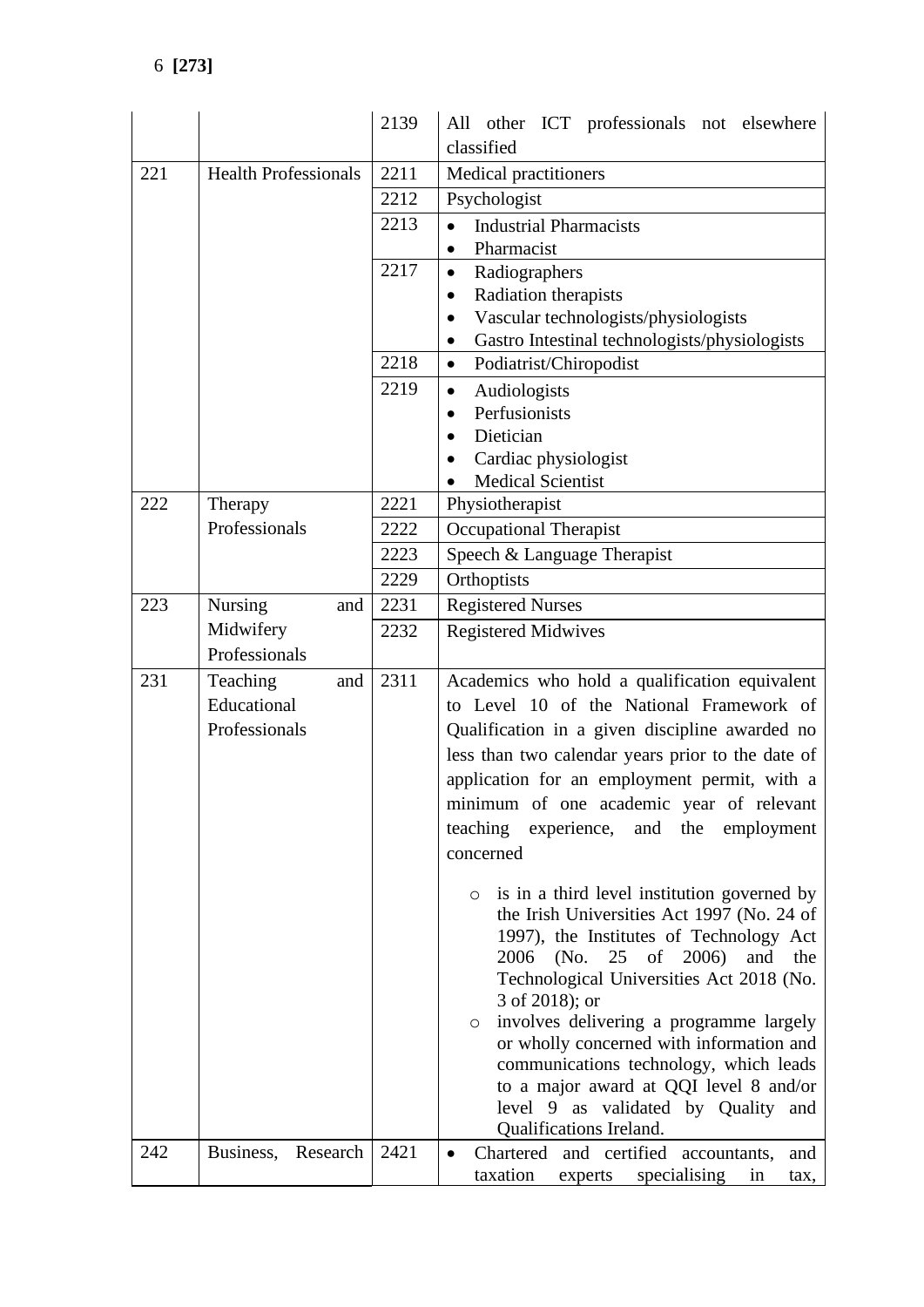|  |  | 2139 | All other ICT professionals not elsewhere classified |
|---|---|---|---|
| 221 | Health Professionals | 2211 | Medical practitioners |
|  |  | 2212 | Psychologist |
|  |  | 2213 | • Industrial Pharmacists<br>• Pharmacist |
|  |  | 2217 | • Radiographers<br>• Radiation therapists<br>• Vascular technologists/physiologists<br>• Gastro Intestinal technologists/physiologists |
|  |  | 2218 | • Podiatrist/Chiropodist |
|  |  | 2219 | • Audiologists<br>• Perfusionists<br>• Dietician<br>• Cardiac physiologist<br>• Medical Scientist |
| 222 | Therapy Professionals | 2221 | Physiotherapist |
|  |  | 2222 | Occupational Therapist |
|  |  | 2223 | Speech & Language Therapist |
|  |  | 2229 | Orthoptists |
| 223 | Nursing and Midwifery Professionals | 2231 | Registered Nurses |
|  |  | 2232 | Registered Midwives |
| 231 | Teaching and Educational Professionals | 2311 | Academics who hold a qualification equivalent to Level 10 of the National Framework of Qualification in a given discipline awarded no less than two calendar years prior to the date of application for an employment permit, with a minimum of one academic year of relevant teaching experience, and the employment concerned<br>○ is in a third level institution governed by the Irish Universities Act 1997 (No. 24 of 1997), the Institutes of Technology Act 2006 (No. 25 of 2006) and the Technological Universities Act 2018 (No. 3 of 2018); or<br>○ involves delivering a programme largely or wholly concerned with information and communications technology, which leads to a major award at QQI level 8 and/or level 9 as validated by Quality and Qualifications Ireland. |
| 242 | Business, Research | 2421 | • Chartered and certified accountants, and taxation experts specialising in tax, |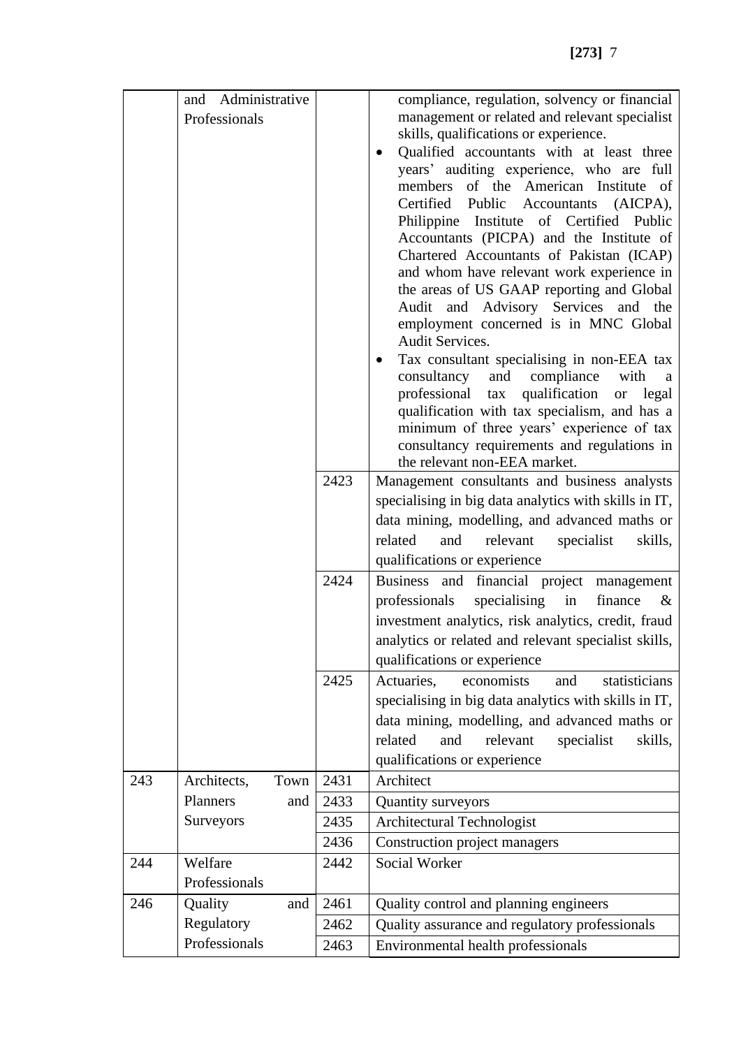| | | | |
|---|---|---|---|
| | and Administrative Professionals | | compliance, regulation, solvency or financial management or related and relevant specialist skills, qualifications or experience.<br>• Qualified accountants with at least three years' auditing experience, who are full members of the American Institute of Certified Public Accountants (AICPA), Philippine Institute of Certified Public Accountants (PICPA) and the Institute of Chartered Accountants of Pakistan (ICAP) and whom have relevant work experience in the areas of US GAAP reporting and Global Audit and Advisory Services and the employment concerned is in MNC Global Audit Services.<br>• Tax consultant specialising in non-EEA tax consultancy and compliance with a professional tax qualification or legal qualification with tax specialism, and has a minimum of three years' experience of tax consultancy requirements and regulations in the relevant non-EEA market. |
| | | 2423 | Management consultants and business analysts specialising in big data analytics with skills in IT, data mining, modelling, and advanced maths or related and relevant specialist skills, qualifications or experience |
| | | 2424 | Business and financial project management professionals specialising in finance & investment analytics, risk analytics, credit, fraud analytics or related and relevant specialist skills, qualifications or experience |
| | | 2425 | Actuaries, economists and statisticians specialising in big data analytics with skills in IT, data mining, modelling, and advanced maths or related and relevant specialist skills, qualifications or experience |
| 243 | Architects, Town Planners and Surveyors | 2431 | Architect |
| | | 2433 | Quantity surveyors |
| | | 2435 | Architectural Technologist |
| | | 2436 | Construction project managers |
| 244 | Welfare Professionals | 2442 | Social Worker |
| 246 | Quality and Regulatory Professionals | 2461 | Quality control and planning engineers |
| | | 2462 | Quality assurance and regulatory professionals |
| | | 2463 | Environmental health professionals |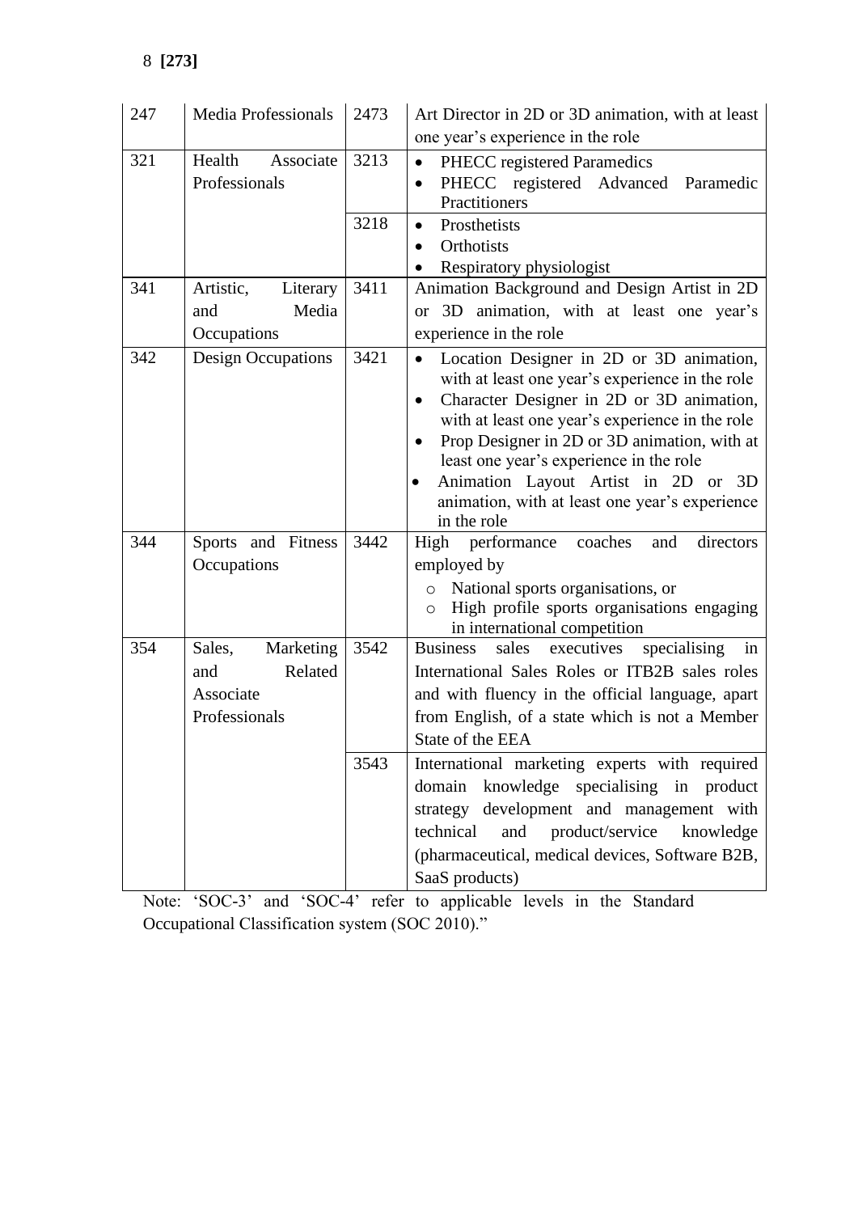| 247 | Media Professionals | 2473 | Art Director in 2D or 3D animation, with at least one year's experience in the role |
|---|---|---|---|
| 321 | Health Associate Professionals | 3213 | • PHECC registered Paramedics<br>• PHECC registered Advanced Paramedic Practitioners |
| | | 3218 | • Prosthetists<br>• Orthotists<br>• Respiratory physiologist |
| 341 | Artistic, Literary and Media Occupations | 3411 | Animation Background and Design Artist in 2D or 3D animation, with at least one year's experience in the role |
| 342 | Design Occupations | 3421 | • Location Designer in 2D or 3D animation, with at least one year's experience in the role<br>• Character Designer in 2D or 3D animation, with at least one year's experience in the role<br>• Prop Designer in 2D or 3D animation, with at least one year's experience in the role<br>• Animation Layout Artist in 2D or 3D animation, with at least one year's experience in the role |
| 344 | Sports and Fitness Occupations | 3442 | High performance coaches and directors employed by<br>○ National sports organisations, or<br>○ High profile sports organisations engaging in international competition |
| 354 | Sales, Marketing and Related Associate Professionals | 3542 | Business sales executives specialising in International Sales Roles or ITB2B sales roles and with fluency in the official language, apart from English, of a state which is not a Member State of the EEA |
| | | 3543 | International marketing experts with required domain knowledge specialising in product strategy development and management with technical and product/service knowledge (pharmaceutical, medical devices, Software B2B, SaaS products) |

Note: 'SOC-3' and 'SOC-4' refer to applicable levels in the Standard Occupational Classification system (SOC 2010)."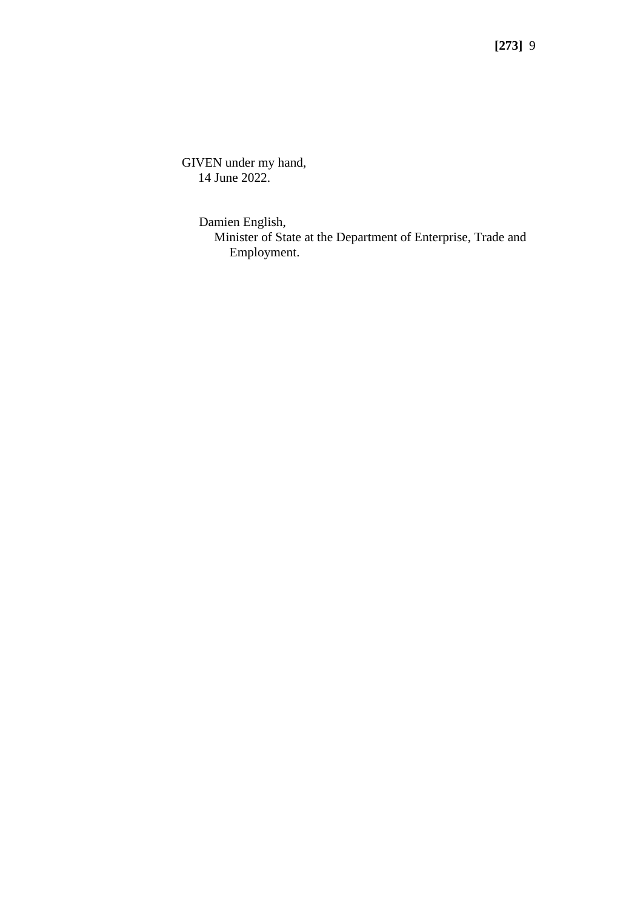GIVEN under my hand,
14 June 2022.

Damien English,
Minister of State at the Department of Enterprise, Trade and Employment.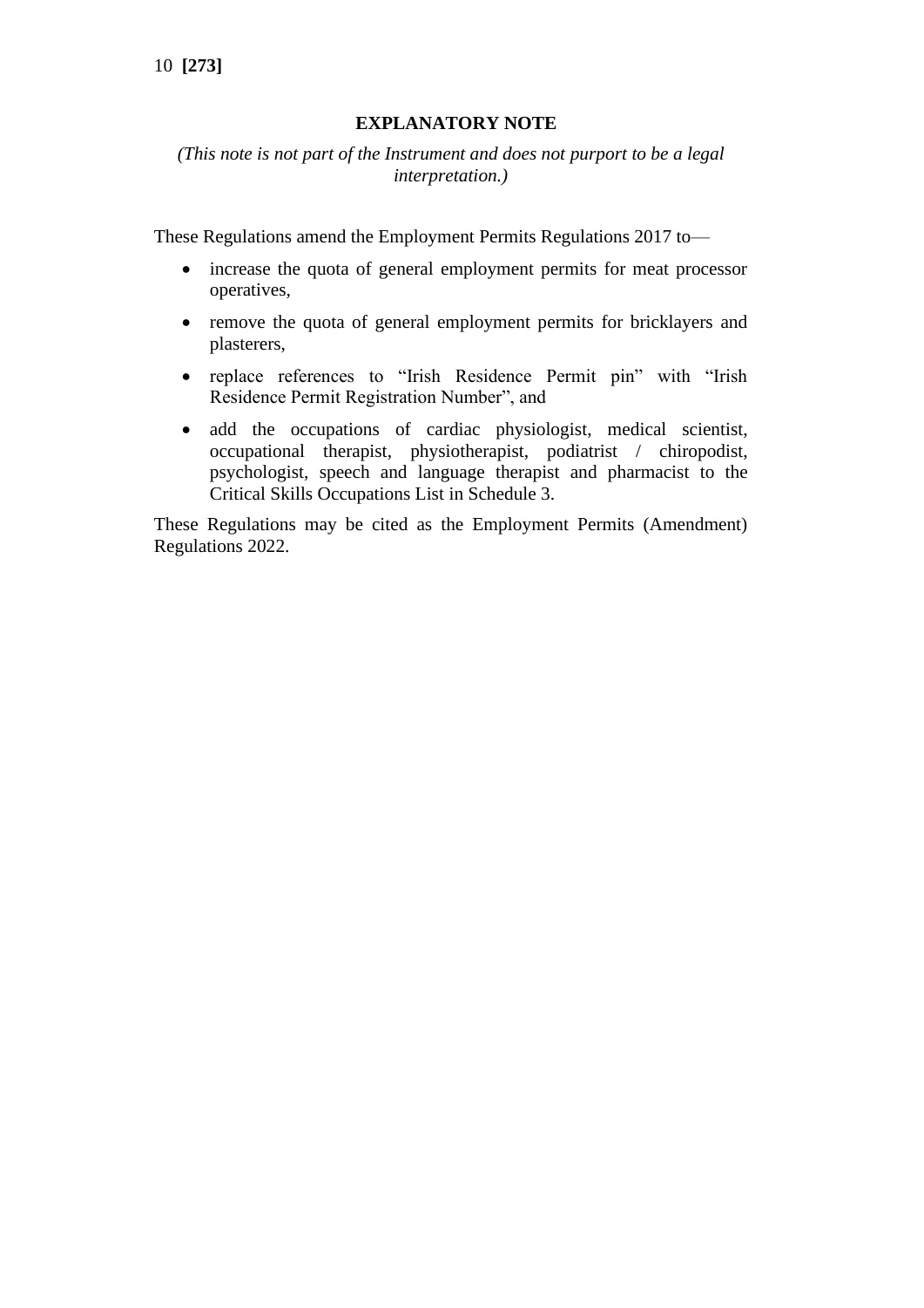## EXPLANATORY NOTE

*(This note is not part of the Instrument and does not purport to be a legal interpretation.)*

These Regulations amend the Employment Permits Regulations 2017 to—

- increase the quota of general employment permits for meat processor operatives,
- remove the quota of general employment permits for bricklayers and plasterers,
- replace references to “Irish Residence Permit pin” with “Irish Residence Permit Registration Number”, and
- add the occupations of cardiac physiologist, medical scientist, occupational therapist, physiotherapist, podiatrist / chiropodist, psychologist, speech and language therapist and pharmacist to the Critical Skills Occupations List in Schedule 3.

These Regulations may be cited as the Employment Permits (Amendment) Regulations 2022.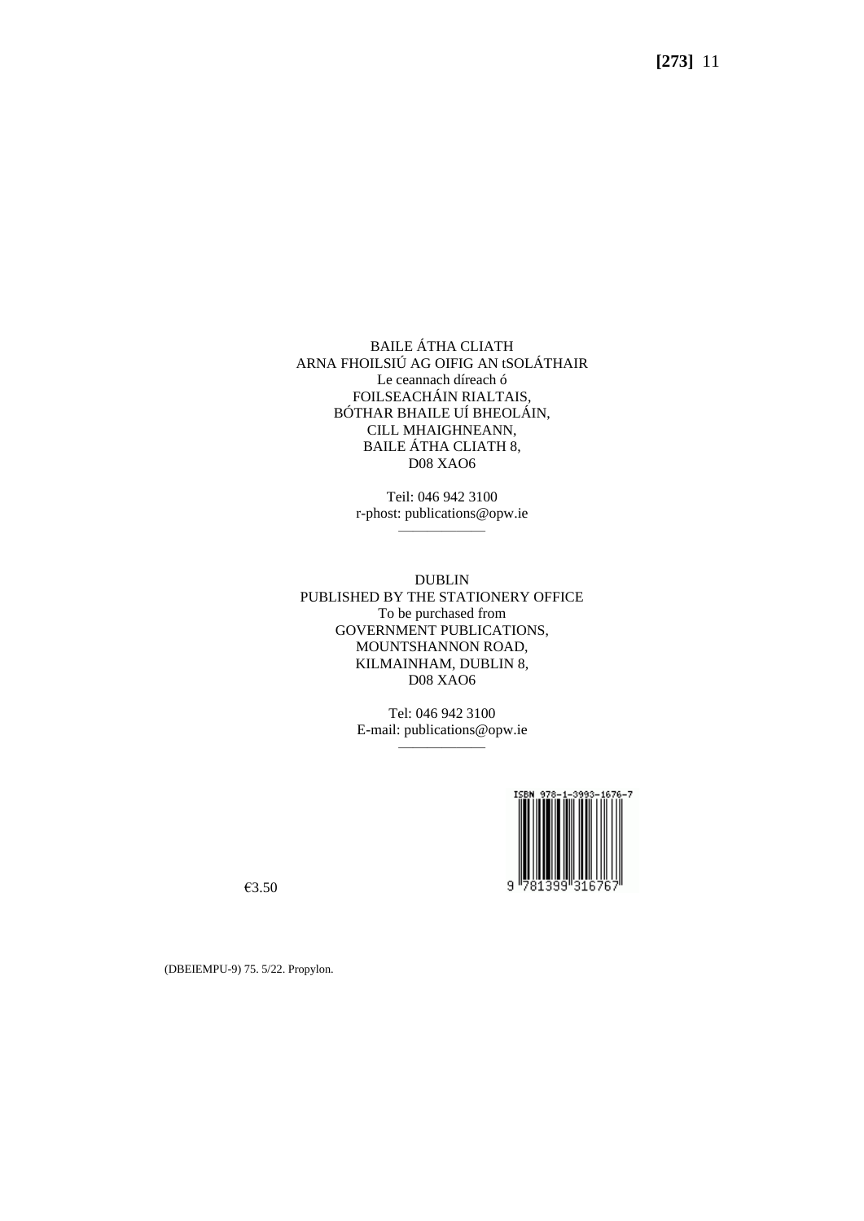BAILE ÁTHA CLIATH
ARNA FHOILSIÚ AG OIFIG AN tSOLÁTHAIR
Le ceannach díreach ó
FOILSEACHÁIN RIALTAIS,
BÓTHAR BHAILE UÍ BHEOLÁIN,
CILL MHAIGHNEANN,
BAILE ÁTHA CLIATH 8,
D08 XAO6

Teil: 046 942 3100
r-phost: publications@opw.ie

---

DUBLIN
PUBLISHED BY THE STATIONERY OFFICE
To be purchased from
GOVERNMENT PUBLICATIONS,
MOUNTSHANNON ROAD,
KILMAINHAM, DUBLIN 8,
D08 XAO6

Tel: 046 942 3100
E-mail: publications@opw.ie

---

ISBN 978-1-3993-1676-7

9 781399 316767

€3.50

(DBEIEMPU-9) 75. 5/22. Propylon.